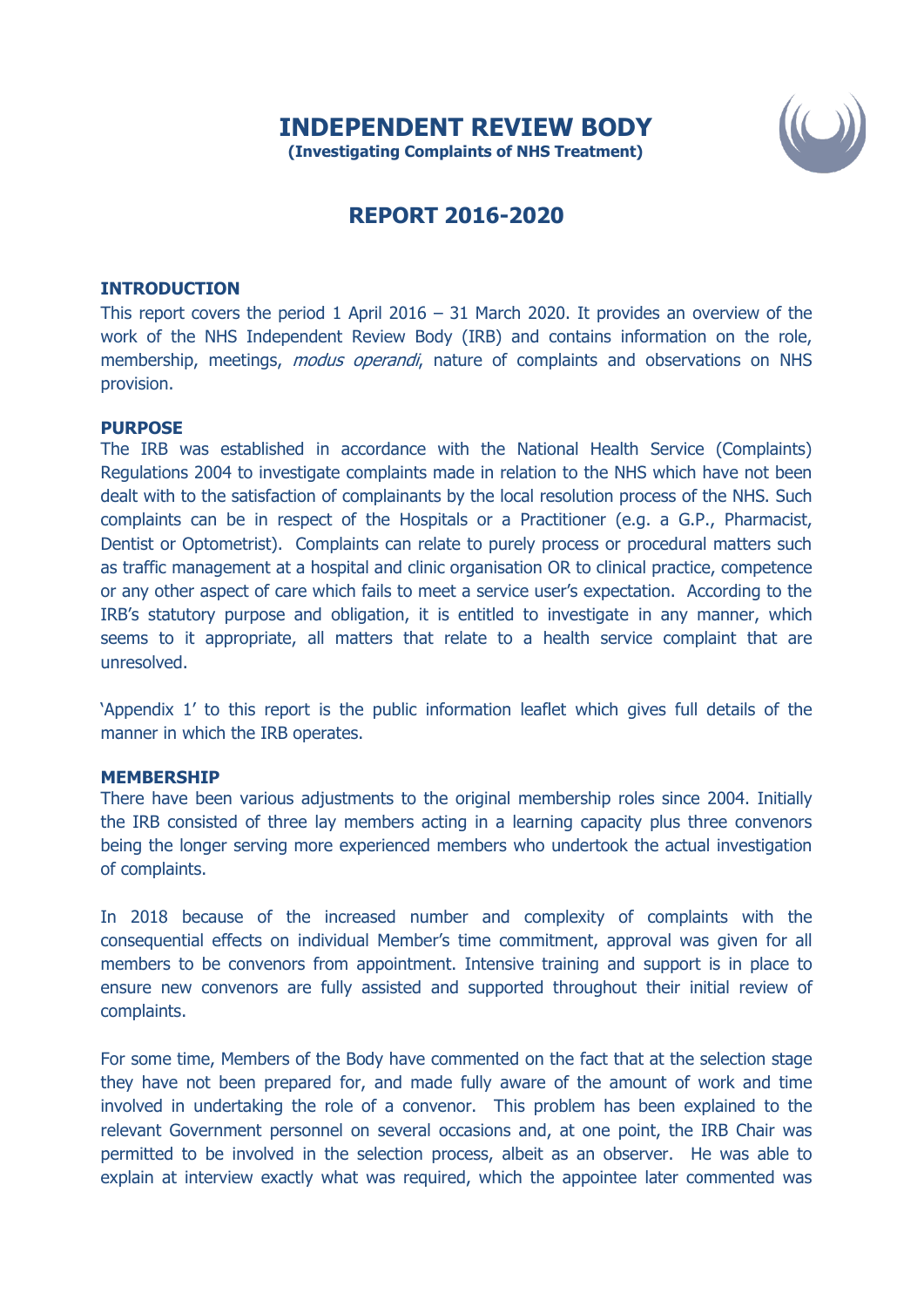# INDEPENDENT REVIEW BODY

**(Investigating Complaints of NHS Treatment)**

## REPORT 2016-2020

### INTRODUCTION

This report covers the period 1 April 2016 – 31 March 2020. It provides an overview of the work of the NHS Independent Review Body (IRB) and contains information on the role, membership, meetings, *modus operandi*, nature of complaints and observations on NHS provision.

### PURPOSE

The IRB was established in accordance with the National Health Service (Complaints) Regulations 2004 to investigate complaints made in relation to the NHS which have not been dealt with to the satisfaction of complainants by the local resolution process of the NHS. Such complaints can be in respect of the Hospitals or a Practitioner (e.g. a G.P., Pharmacist, Dentist or Optometrist). Complaints can relate to purely process or procedural matters such as traffic management at a hospital and clinic organisation OR to clinical practice, competence or any other aspect of care which fails to meet a service user's expectation. According to the IRB's statutory purpose and obligation, it is entitled to investigate in any manner, which seems to it appropriate, all matters that relate to a health service complaint that are unresolved.

'Appendix 1' to this report is the public information leaflet which gives full details of the manner in which the IRB operates.

### MEMBERSHIP

There have been various adjustments to the original membership roles since 2004. Initially the IRB consisted of three lay members acting in a learning capacity plus three convenors being the longer serving more experienced members who undertook the actual investigation of complaints.

In 2018 because of the increased number and complexity of complaints with the consequential effects on individual Member's time commitment, approval was given for all members to be convenors from appointment. Intensive training and support is in place to ensure new convenors are fully assisted and supported throughout their initial review of complaints.

For some time, Members of the Body have commented on the fact that at the selection stage they have not been prepared for, and made fully aware of the amount of work and time involved in undertaking the role of a convenor. This problem has been explained to the relevant Government personnel on several occasions and, at one point, the IRB Chair was permitted to be involved in the selection process, albeit as an observer. He was able to explain at interview exactly what was required, which the appointee later commented was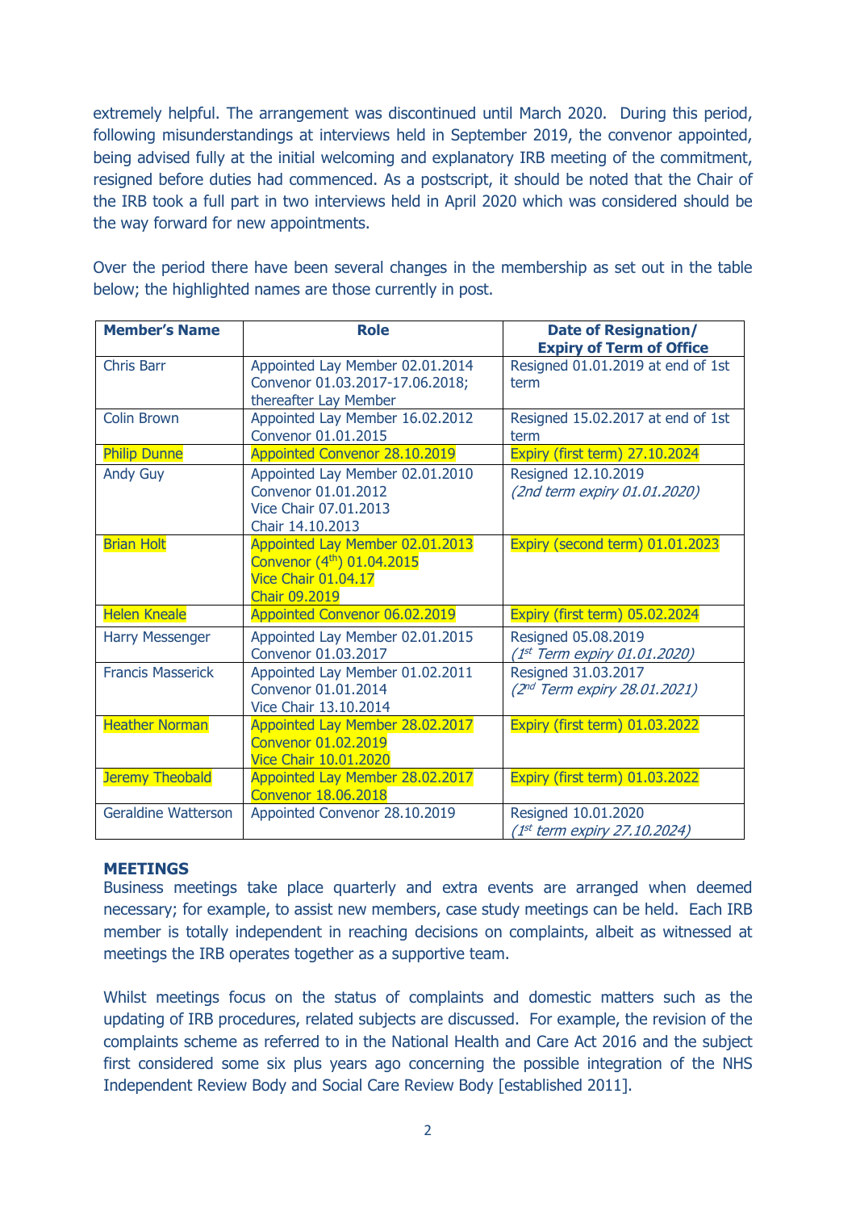extremely helpful. The arrangement was discontinued until March 2020. During this period, following misunderstandings at interviews held in September 2019, the convenor appointed, being advised fully at the initial welcoming and explanatory IRB meeting of the commitment, resigned before duties had commenced. As a postscript, it should be noted that the Chair of the IRB took a full part in two interviews held in April 2020 which was considered should be the way forward for new appointments.

Over the period there have been several changes in the membership as set out in the table below; the highlighted names are those currently in post.

| Member's Name | Role | Date of Resignation/ Expiry of Term of Office |
|---|---|---|
| Chris Barr | Appointed Lay Member 02.01.2014<br>Convenor 01.03.2017-17.06.2018; thereafter Lay Member | Resigned 01.01.2019 at end of 1st term |
| Colin Brown | Appointed Lay Member 16.02.2012<br>Convenor 01.01.2015 | Resigned 15.02.2017 at end of 1st term |
| Philip Dunne | Appointed Convenor 28.10.2019 | Expiry (first term) 27.10.2024 |
| Andy Guy | Appointed Lay Member 02.01.2010<br>Convenor 01.01.2012<br>Vice Chair 07.01.2013<br>Chair 14.10.2013 | Resigned 12.10.2019<br>*(2nd term expiry 01.01.2020)* |
| Brian Holt | Appointed Lay Member 02.01.2013<br>Convenor (4th) 01.04.2015<br>Vice Chair 01.04.17<br>Chair 09.2019 | Expiry (second term) 01.01.2023 |
| Helen Kneale | Appointed Convenor 06.02.2019 | Expiry (first term) 05.02.2024 |
| Harry Messenger | Appointed Lay Member 02.01.2015<br>Convenor 01.03.2017 | Resigned 05.08.2019<br>*(1st Term expiry 01.01.2020)* |
| Francis Masserick | Appointed Lay Member 01.02.2011<br>Convenor 01.01.2014<br>Vice Chair 13.10.2014 | Resigned 31.03.2017<br>*(2nd Term expiry 28.01.2021)* |
| Heather Norman | Appointed Lay Member 28.02.2017<br>Convenor 01.02.2019<br>Vice Chair 10.01.2020 | Expiry (first term) 01.03.2022 |
| Jeremy Theobald | Appointed Lay Member 28.02.2017<br>Convenor 18.06.2018 | Expiry (first term) 01.03.2022 |
| Geraldine Watterson | Appointed Convenor 28.10.2019 | Resigned 10.01.2020<br>*(1st term expiry 27.10.2024)* |

## MEETINGS

Business meetings take place quarterly and extra events are arranged when deemed necessary; for example, to assist new members, case study meetings can be held. Each IRB member is totally independent in reaching decisions on complaints, albeit as witnessed at meetings the IRB operates together as a supportive team.

Whilst meetings focus on the status of complaints and domestic matters such as the updating of IRB procedures, related subjects are discussed. For example, the revision of the complaints scheme as referred to in the National Health and Care Act 2016 and the subject first considered some six plus years ago concerning the possible integration of the NHS Independent Review Body and Social Care Review Body [established 2011].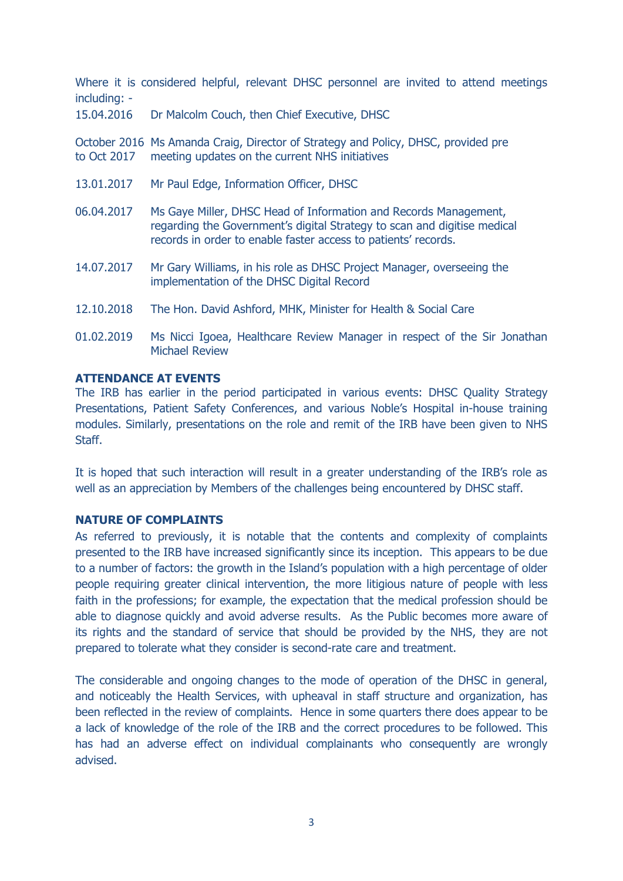Where it is considered helpful, relevant DHSC personnel are invited to attend meetings including: -

| | |
|---|---|
| 15.04.2016 | Dr Malcolm Couch, then Chief Executive, DHSC |
| October 2016 to Oct 2017 | Ms Amanda Craig, Director of Strategy and Policy, DHSC, provided pre meeting updates on the current NHS initiatives |
| 13.01.2017 | Mr Paul Edge, Information Officer, DHSC |
| 06.04.2017 | Ms Gaye Miller, DHSC Head of Information and Records Management, regarding the Government's digital Strategy to scan and digitise medical records in order to enable faster access to patients' records. |
| 14.07.2017 | Mr Gary Williams, in his role as DHSC Project Manager, overseeing the implementation of the DHSC Digital Record |
| 12.10.2018 | The Hon. David Ashford, MHK, Minister for Health & Social Care |
| 01.02.2019 | Ms Nicci Igoea, Healthcare Review Manager in respect of the Sir Jonathan Michael Review |

**ATTENDANCE AT EVENTS**

The IRB has earlier in the period participated in various events: DHSC Quality Strategy Presentations, Patient Safety Conferences, and various Noble's Hospital in-house training modules. Similarly, presentations on the role and remit of the IRB have been given to NHS Staff.

It is hoped that such interaction will result in a greater understanding of the IRB's role as well as an appreciation by Members of the challenges being encountered by DHSC staff.

**NATURE OF COMPLAINTS**

As referred to previously, it is notable that the contents and complexity of complaints presented to the IRB have increased significantly since its inception. This appears to be due to a number of factors: the growth in the Island's population with a high percentage of older people requiring greater clinical intervention, the more litigious nature of people with less faith in the professions; for example, the expectation that the medical profession should be able to diagnose quickly and avoid adverse results. As the Public becomes more aware of its rights and the standard of service that should be provided by the NHS, they are not prepared to tolerate what they consider is second-rate care and treatment.

The considerable and ongoing changes to the mode of operation of the DHSC in general, and noticeably the Health Services, with upheaval in staff structure and organization, has been reflected in the review of complaints. Hence in some quarters there does appear to be a lack of knowledge of the role of the IRB and the correct procedures to be followed. This has had an adverse effect on individual complainants who consequently are wrongly advised.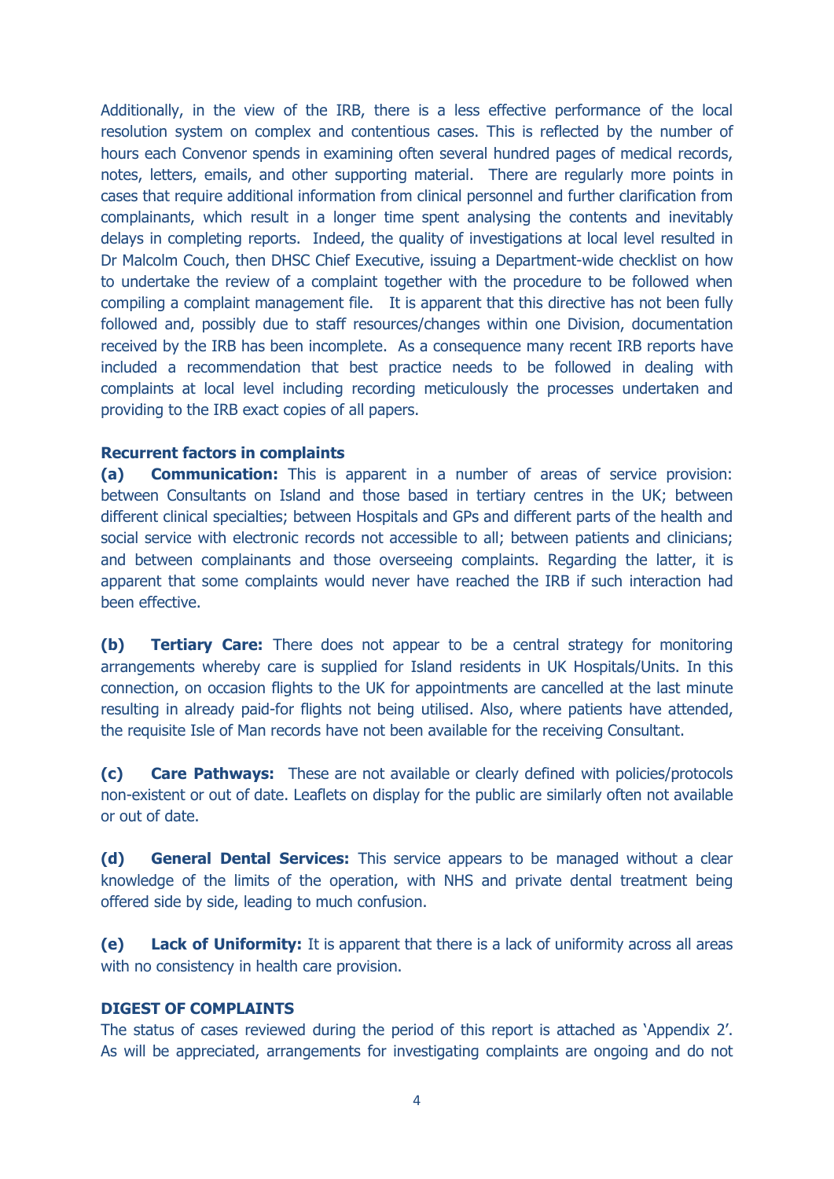Additionally, in the view of the IRB, there is a less effective performance of the local resolution system on complex and contentious cases. This is reflected by the number of hours each Convenor spends in examining often several hundred pages of medical records, notes, letters, emails, and other supporting material. There are regularly more points in cases that require additional information from clinical personnel and further clarification from complainants, which result in a longer time spent analysing the contents and inevitably delays in completing reports. Indeed, the quality of investigations at local level resulted in Dr Malcolm Couch, then DHSC Chief Executive, issuing a Department-wide checklist on how to undertake the review of a complaint together with the procedure to be followed when compiling a complaint management file. It is apparent that this directive has not been fully followed and, possibly due to staff resources/changes within one Division, documentation received by the IRB has been incomplete. As a consequence many recent IRB reports have included a recommendation that best practice needs to be followed in dealing with complaints at local level including recording meticulously the processes undertaken and providing to the IRB exact copies of all papers.

**Recurrent factors in complaints**

**(a) Communication:** This is apparent in a number of areas of service provision: between Consultants on Island and those based in tertiary centres in the UK; between different clinical specialties; between Hospitals and GPs and different parts of the health and social service with electronic records not accessible to all; between patients and clinicians; and between complainants and those overseeing complaints. Regarding the latter, it is apparent that some complaints would never have reached the IRB if such interaction had been effective.

**(b) Tertiary Care:** There does not appear to be a central strategy for monitoring arrangements whereby care is supplied for Island residents in UK Hospitals/Units. In this connection, on occasion flights to the UK for appointments are cancelled at the last minute resulting in already paid-for flights not being utilised. Also, where patients have attended, the requisite Isle of Man records have not been available for the receiving Consultant.

**(c) Care Pathways:** These are not available or clearly defined with policies/protocols non-existent or out of date. Leaflets on display for the public are similarly often not available or out of date.

**(d) General Dental Services:** This service appears to be managed without a clear knowledge of the limits of the operation, with NHS and private dental treatment being offered side by side, leading to much confusion.

**(e) Lack of Uniformity:** It is apparent that there is a lack of uniformity across all areas with no consistency in health care provision.

**DIGEST OF COMPLAINTS**

The status of cases reviewed during the period of this report is attached as 'Appendix 2'. As will be appreciated, arrangements for investigating complaints are ongoing and do not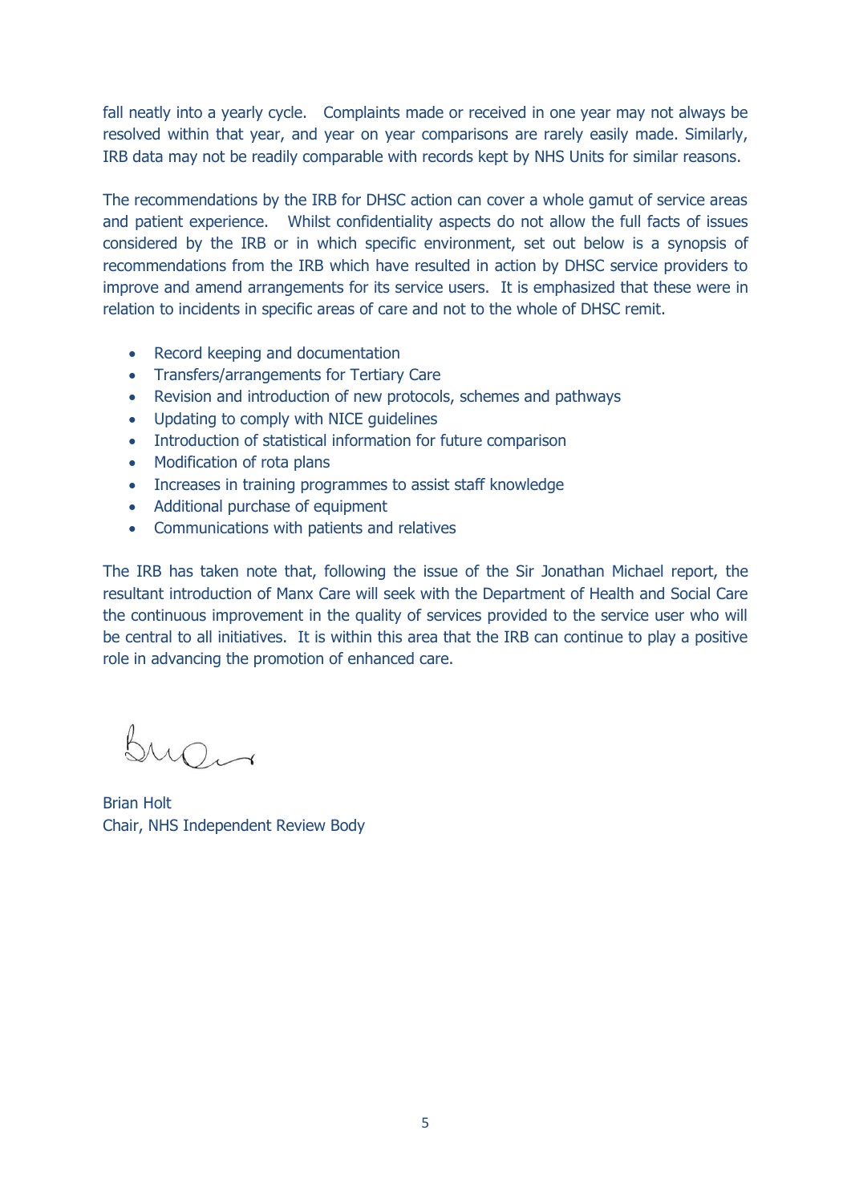fall neatly into a yearly cycle. Complaints made or received in one year may not always be resolved within that year, and year on year comparisons are rarely easily made. Similarly, IRB data may not be readily comparable with records kept by NHS Units for similar reasons.

The recommendations by the IRB for DHSC action can cover a whole gamut of service areas and patient experience. Whilst confidentiality aspects do not allow the full facts of issues considered by the IRB or in which specific environment, set out below is a synopsis of recommendations from the IRB which have resulted in action by DHSC service providers to improve and amend arrangements for its service users. It is emphasized that these were in relation to incidents in specific areas of care and not to the whole of DHSC remit.

- Record keeping and documentation
- Transfers/arrangements for Tertiary Care
- Revision and introduction of new protocols, schemes and pathways
- Updating to comply with NICE guidelines
- Introduction of statistical information for future comparison
- Modification of rota plans
- Increases in training programmes to assist staff knowledge
- Additional purchase of equipment
- Communications with patients and relatives

The IRB has taken note that, following the issue of the Sir Jonathan Michael report, the resultant introduction of Manx Care will seek with the Department of Health and Social Care the continuous improvement in the quality of services provided to the service user who will be central to all initiatives. It is within this area that the IRB can continue to play a positive role in advancing the promotion of enhanced care.

Brian Holt
Chair, NHS Independent Review Body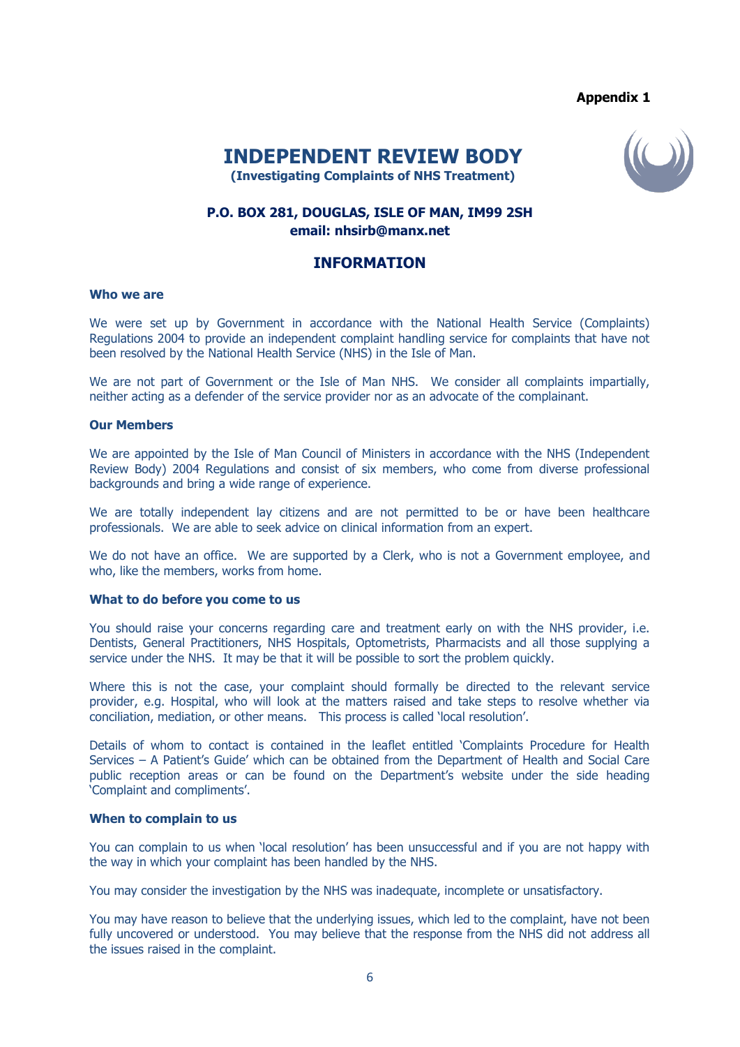**Appendix 1**

# INDEPENDENT REVIEW BODY

**(Investigating Complaints of NHS Treatment)**

**P.O. BOX 281, DOUGLAS, ISLE OF MAN, IM99 2SH**
**email: nhsirb@manx.net**

## INFORMATION

### Who we are

We were set up by Government in accordance with the National Health Service (Complaints) Regulations 2004 to provide an independent complaint handling service for complaints that have not been resolved by the National Health Service (NHS) in the Isle of Man.

We are not part of Government or the Isle of Man NHS. We consider all complaints impartially, neither acting as a defender of the service provider nor as an advocate of the complainant.

### Our Members

We are appointed by the Isle of Man Council of Ministers in accordance with the NHS (Independent Review Body) 2004 Regulations and consist of six members, who come from diverse professional backgrounds and bring a wide range of experience.

We are totally independent lay citizens and are not permitted to be or have been healthcare professionals. We are able to seek advice on clinical information from an expert.

We do not have an office. We are supported by a Clerk, who is not a Government employee, and who, like the members, works from home.

### What to do before you come to us

You should raise your concerns regarding care and treatment early on with the NHS provider, i.e. Dentists, General Practitioners, NHS Hospitals, Optometrists, Pharmacists and all those supplying a service under the NHS. It may be that it will be possible to sort the problem quickly.

Where this is not the case, your complaint should formally be directed to the relevant service provider, e.g. Hospital, who will look at the matters raised and take steps to resolve whether via conciliation, mediation, or other means. This process is called 'local resolution'.

Details of whom to contact is contained in the leaflet entitled 'Complaints Procedure for Health Services – A Patient's Guide' which can be obtained from the Department of Health and Social Care public reception areas or can be found on the Department's website under the side heading 'Complaint and compliments'.

### When to complain to us

You can complain to us when 'local resolution' has been unsuccessful and if you are not happy with the way in which your complaint has been handled by the NHS.

You may consider the investigation by the NHS was inadequate, incomplete or unsatisfactory.

You may have reason to believe that the underlying issues, which led to the complaint, have not been fully uncovered or understood. You may believe that the response from the NHS did not address all the issues raised in the complaint.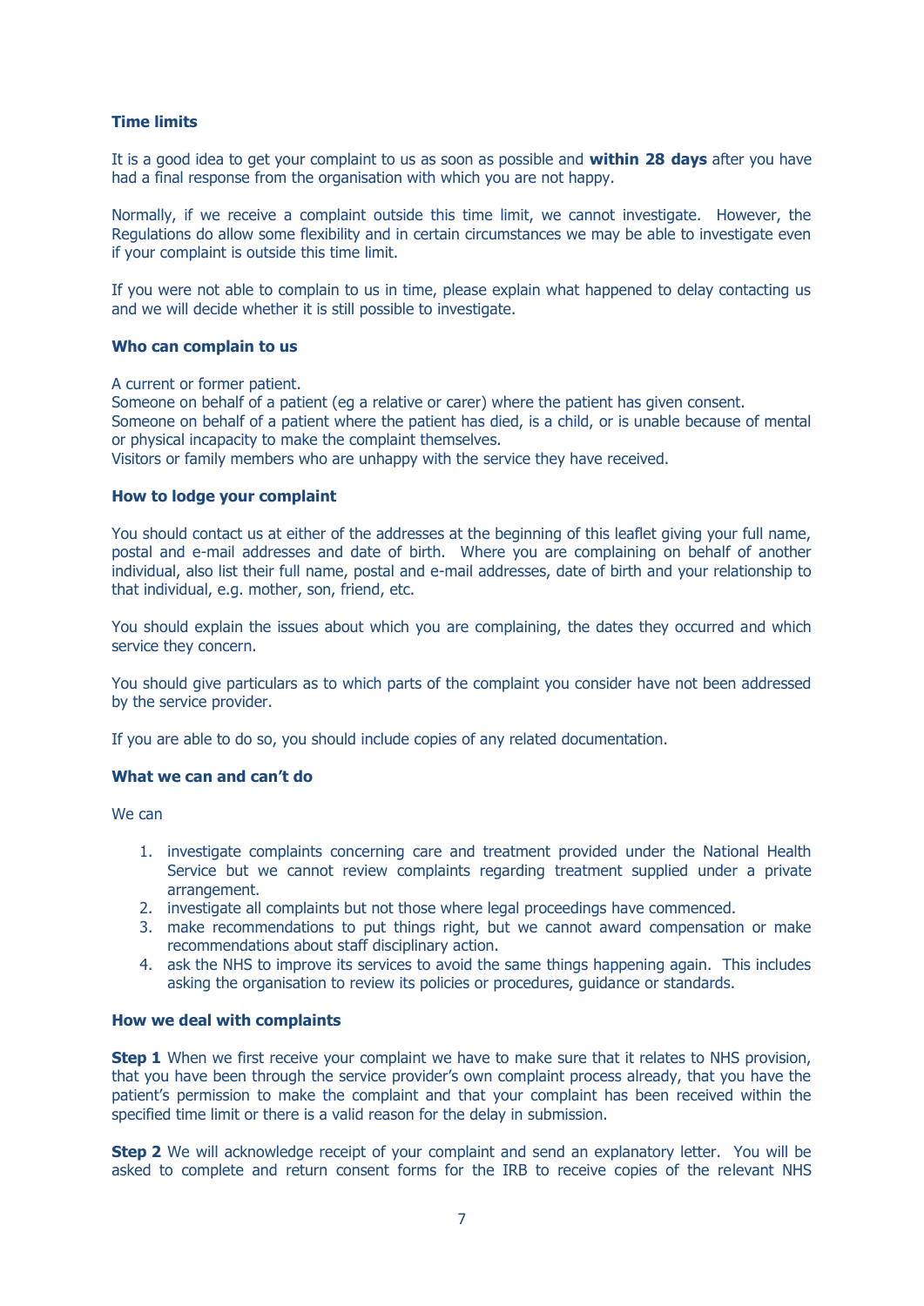**Time limits**

It is a good idea to get your complaint to us as soon as possible and **within 28 days** after you have had a final response from the organisation with which you are not happy.

Normally, if we receive a complaint outside this time limit, we cannot investigate. However, the Regulations do allow some flexibility and in certain circumstances we may be able to investigate even if your complaint is outside this time limit.

If you were not able to complain to us in time, please explain what happened to delay contacting us and we will decide whether it is still possible to investigate.

**Who can complain to us**

A current or former patient.
Someone on behalf of a patient (eg a relative or carer) where the patient has given consent.
Someone on behalf of a patient where the patient has died, is a child, or is unable because of mental or physical incapacity to make the complaint themselves.
Visitors or family members who are unhappy with the service they have received.

**How to lodge your complaint**

You should contact us at either of the addresses at the beginning of this leaflet giving your full name, postal and e-mail addresses and date of birth. Where you are complaining on behalf of another individual, also list their full name, postal and e-mail addresses, date of birth and your relationship to that individual, e.g. mother, son, friend, etc.

You should explain the issues about which you are complaining, the dates they occurred and which service they concern.

You should give particulars as to which parts of the complaint you consider have not been addressed by the service provider.

If you are able to do so, you should include copies of any related documentation.

**What we can and can't do**

We can

1. investigate complaints concerning care and treatment provided under the National Health Service but we cannot review complaints regarding treatment supplied under a private arrangement.
2. investigate all complaints but not those where legal proceedings have commenced.
3. make recommendations to put things right, but we cannot award compensation or make recommendations about staff disciplinary action.
4. ask the NHS to improve its services to avoid the same things happening again. This includes asking the organisation to review its policies or procedures, guidance or standards.

**How we deal with complaints**

**Step 1** When we first receive your complaint we have to make sure that it relates to NHS provision, that you have been through the service provider's own complaint process already, that you have the patient's permission to make the complaint and that your complaint has been received within the specified time limit or there is a valid reason for the delay in submission.

**Step 2** We will acknowledge receipt of your complaint and send an explanatory letter. You will be asked to complete and return consent forms for the IRB to receive copies of the relevant NHS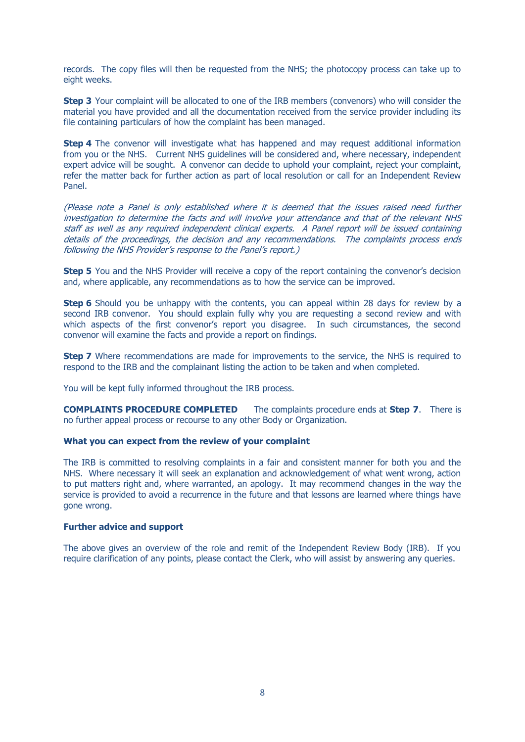records. The copy files will then be requested from the NHS; the photocopy process can take up to eight weeks.

**Step 3** Your complaint will be allocated to one of the IRB members (convenors) who will consider the material you have provided and all the documentation received from the service provider including its file containing particulars of how the complaint has been managed.

**Step 4** The convenor will investigate what has happened and may request additional information from you or the NHS. Current NHS guidelines will be considered and, where necessary, independent expert advice will be sought. A convenor can decide to uphold your complaint, reject your complaint, refer the matter back for further action as part of local resolution or call for an Independent Review Panel.

*(Please note a Panel is only established where it is deemed that the issues raised need further investigation to determine the facts and will involve your attendance and that of the relevant NHS staff as well as any required independent clinical experts. A Panel report will be issued containing details of the proceedings, the decision and any recommendations. The complaints process ends following the NHS Provider's response to the Panel's report.)*

**Step 5** You and the NHS Provider will receive a copy of the report containing the convenor's decision and, where applicable, any recommendations as to how the service can be improved.

**Step 6** Should you be unhappy with the contents, you can appeal within 28 days for review by a second IRB convenor. You should explain fully why you are requesting a second review and with which aspects of the first convenor's report you disagree. In such circumstances, the second convenor will examine the facts and provide a report on findings.

**Step 7** Where recommendations are made for improvements to the service, the NHS is required to respond to the IRB and the complainant listing the action to be taken and when completed.

You will be kept fully informed throughout the IRB process.

**COMPLAINTS PROCEDURE COMPLETED** The complaints procedure ends at **Step 7**. There is no further appeal process or recourse to any other Body or Organization.

**What you can expect from the review of your complaint**

The IRB is committed to resolving complaints in a fair and consistent manner for both you and the NHS. Where necessary it will seek an explanation and acknowledgement of what went wrong, action to put matters right and, where warranted, an apology. It may recommend changes in the way the service is provided to avoid a recurrence in the future and that lessons are learned where things have gone wrong.

**Further advice and support**

The above gives an overview of the role and remit of the Independent Review Body (IRB). If you require clarification of any points, please contact the Clerk, who will assist by answering any queries.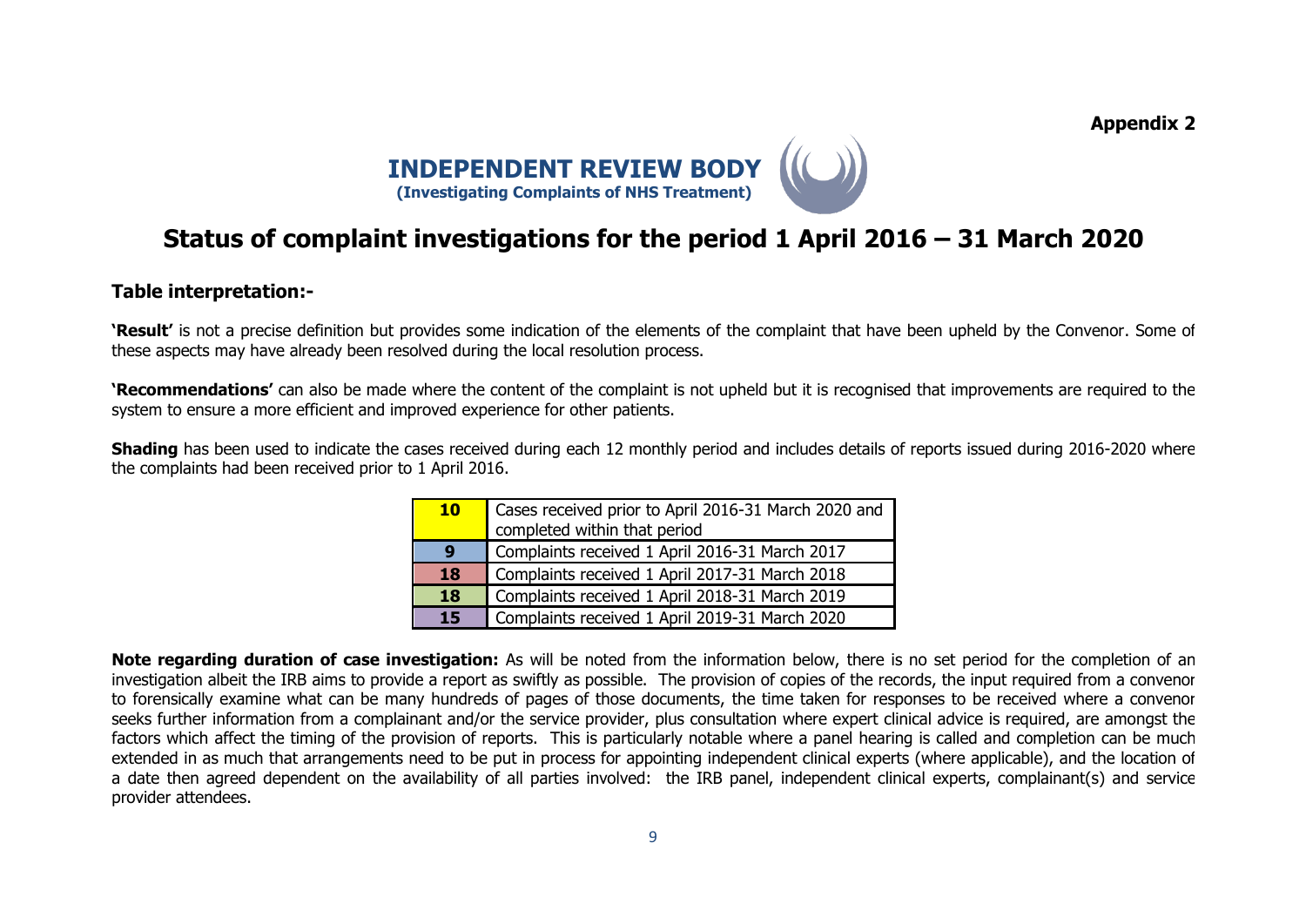**Appendix 2**

**INDEPENDENT REVIEW BODY**
**(Investigating Complaints of NHS Treatment)**

# Status of complaint investigations for the period 1 April 2016 – 31 March 2020

## Table interpretation:-

**'Result'** is not a precise definition but provides some indication of the elements of the complaint that have been upheld by the Convenor. Some of these aspects may have already been resolved during the local resolution process.

**'Recommendations'** can also be made where the content of the complaint is not upheld but it is recognised that improvements are required to the system to ensure a more efficient and improved experience for other patients.

**Shading** has been used to indicate the cases received during each 12 monthly period and includes details of reports issued during 2016-2020 where the complaints had been received prior to 1 April 2016.

| | |
|---|---|
| **10** | Cases received prior to April 2016-31 March 2020 and completed within that period |
| **9** | Complaints received 1 April 2016-31 March 2017 |
| **18** | Complaints received 1 April 2017-31 March 2018 |
| **18** | Complaints received 1 April 2018-31 March 2019 |
| **15** | Complaints received 1 April 2019-31 March 2020 |

**Note regarding duration of case investigation:** As will be noted from the information below, there is no set period for the completion of an investigation albeit the IRB aims to provide a report as swiftly as possible. The provision of copies of the records, the input required from a convenor to forensically examine what can be many hundreds of pages of those documents, the time taken for responses to be received where a convenor seeks further information from a complainant and/or the service provider, plus consultation where expert clinical advice is required, are amongst the factors which affect the timing of the provision of reports. This is particularly notable where a panel hearing is called and completion can be much extended in as much that arrangements need to be put in process for appointing independent clinical experts (where applicable), and the location of a date then agreed dependent on the availability of all parties involved: the IRB panel, independent clinical experts, complainant(s) and service provider attendees.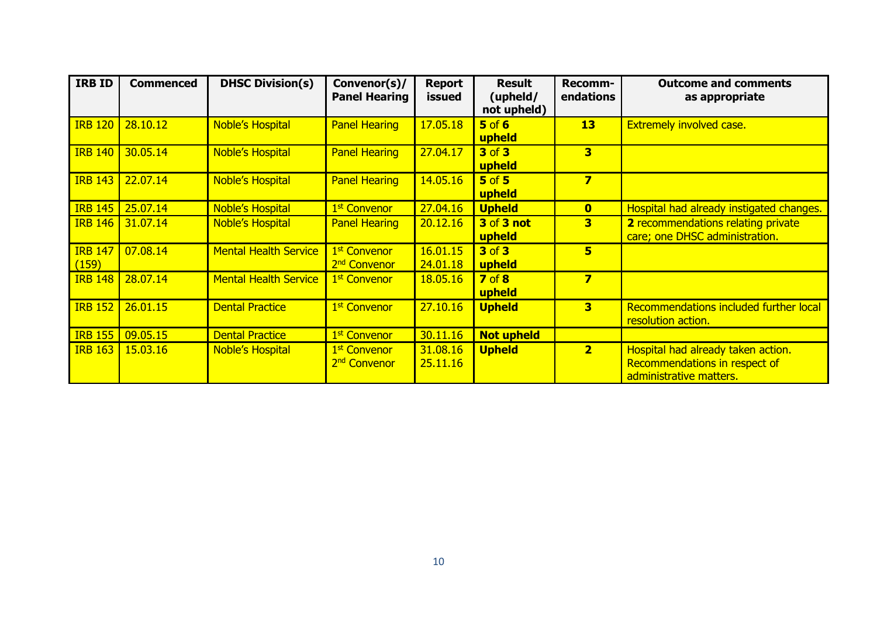| IRB ID | Commenced | DHSC Division(s) | Convenor(s)/ Panel Hearing | Report issued | Result (upheld/ not upheld) | Recomm-endations | Outcome and comments as appropriate |
|---|---|---|---|---|---|---|---|
| IRB 120 | 28.10.12 | Noble's Hospital | Panel Hearing | 17.05.18 | **5** of **6** **upheld** | **13** | Extremely involved case. |
| IRB 140 | 30.05.14 | Noble's Hospital | Panel Hearing | 27.04.17 | **3** of **3** **upheld** | **3** | |
| IRB 143 | 22.07.14 | Noble's Hospital | Panel Hearing | 14.05.16 | **5** of **5** **upheld** | **7** | |
| IRB 145 | 25.07.14 | Noble's Hospital | 1st Convenor | 27.04.16 | **Upheld** | **0** | Hospital had already instigated changes. |
| IRB 146 | 31.07.14 | Noble's Hospital | Panel Hearing | 20.12.16 | **3** of **3 not upheld** | **3** | **2** recommendations relating private care; one DHSC administration. |
| IRB 147 (159) | 07.08.14 | Mental Health Service | 1st Convenor<br>2nd Convenor | 16.01.15<br>24.01.18 | **3** of **3** **upheld** | **5** | |
| IRB 148 | 28.07.14 | Mental Health Service | 1st Convenor | 18.05.16 | **7** of **8** **upheld** | **7** | |
| IRB 152 | 26.01.15 | Dental Practice | 1st Convenor | 27.10.16 | **Upheld** | **3** | Recommendations included further local resolution action. |
| IRB 155 | 09.05.15 | Dental Practice | 1st Convenor | 30.11.16 | **Not upheld** | | |
| IRB 163 | 15.03.16 | Noble's Hospital | 1st Convenor<br>2nd Convenor | 31.08.16<br>25.11.16 | **Upheld** | **2** | Hospital had already taken action. Recommendations in respect of administrative matters. |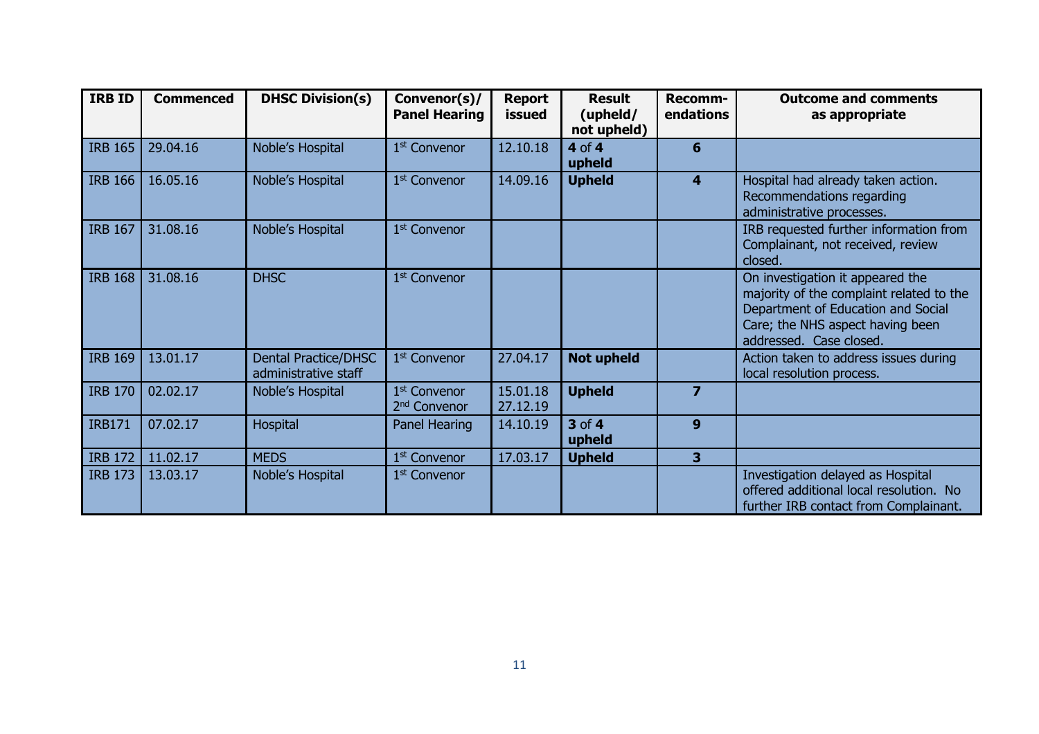| IRB ID | Commenced | DHSC Division(s) | Convenor(s)/ Panel Hearing | Report issued | Result (upheld/ not upheld) | Recomm-endations | Outcome and comments as appropriate |
|---|---|---|---|---|---|---|---|
| IRB 165 | 29.04.16 | Noble's Hospital | 1st Convenor | 12.10.18 | **4** of **4 upheld** | **6** | |
| IRB 166 | 16.05.16 | Noble's Hospital | 1st Convenor | 14.09.16 | **Upheld** | **4** | Hospital had already taken action. Recommendations regarding administrative processes. |
| IRB 167 | 31.08.16 | Noble's Hospital | 1st Convenor | | | | IRB requested further information from Complainant, not received, review closed. |
| IRB 168 | 31.08.16 | DHSC | 1st Convenor | | | | On investigation it appeared the majority of the complaint related to the Department of Education and Social Care; the NHS aspect having been addressed. Case closed. |
| IRB 169 | 13.01.17 | Dental Practice/DHSC administrative staff | 1st Convenor | 27.04.17 | **Not upheld** | | Action taken to address issues during local resolution process. |
| IRB 170 | 02.02.17 | Noble's Hospital | 1st Convenor 2nd Convenor | 15.01.18 27.12.19 | **Upheld** | **7** | |
| IRB171 | 07.02.17 | Hospital | Panel Hearing | 14.10.19 | **3** of **4 upheld** | **9** | |
| IRB 172 | 11.02.17 | MEDS | 1st Convenor | 17.03.17 | **Upheld** | **3** | |
| IRB 173 | 13.03.17 | Noble's Hospital | 1st Convenor | | | | Investigation delayed as Hospital offered additional local resolution. No further IRB contact from Complainant. |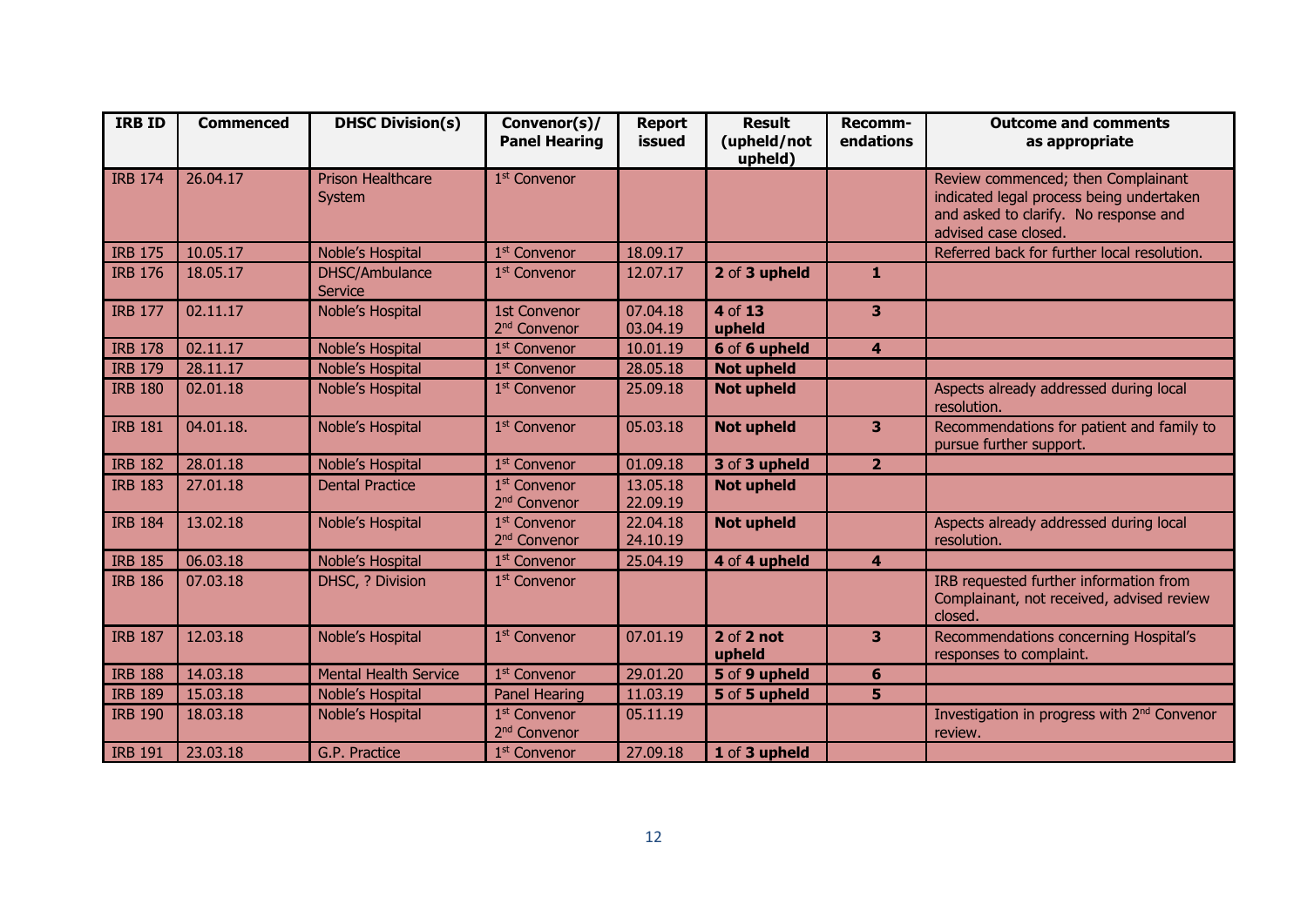| IRB ID | Commenced | DHSC Division(s) | Convenor(s)/ Panel Hearing | Report issued | Result (upheld/not upheld) | Recomm-endations | Outcome and comments as appropriate |
|---|---|---|---|---|---|---|---|
| IRB 174 | 26.04.17 | Prison Healthcare System | 1st Convenor | | | | Review commenced; then Complainant indicated legal process being undertaken and asked to clarify. No response and advised case closed. |
| IRB 175 | 10.05.17 | Noble's Hospital | 1st Convenor | 18.09.17 | | | Referred back for further local resolution. |
| IRB 176 | 18.05.17 | DHSC/Ambulance Service | 1st Convenor | 12.07.17 | **2** of **3 upheld** | **1** | |
| IRB 177 | 02.11.17 | Noble's Hospital | 1st Convenor<br>2nd Convenor | 07.04.18<br>03.04.19 | **4** of **13 upheld** | **3** | |
| IRB 178 | 02.11.17 | Noble's Hospital | 1st Convenor | 10.01.19 | **6** of **6 upheld** | **4** | |
| IRB 179 | 28.11.17 | Noble's Hospital | 1st Convenor | 28.05.18 | **Not upheld** | | |
| IRB 180 | 02.01.18 | Noble's Hospital | 1st Convenor | 25.09.18 | **Not upheld** | | Aspects already addressed during local resolution. |
| IRB 181 | 04.01.18. | Noble's Hospital | 1st Convenor | 05.03.18 | **Not upheld** | **3** | Recommendations for patient and family to pursue further support. |
| IRB 182 | 28.01.18 | Noble's Hospital | 1st Convenor | 01.09.18 | **3** of **3 upheld** | **2** | |
| IRB 183 | 27.01.18 | Dental Practice | 1st Convenor<br>2nd Convenor | 13.05.18<br>22.09.19 | **Not upheld** | | |
| IRB 184 | 13.02.18 | Noble's Hospital | 1st Convenor<br>2nd Convenor | 22.04.18<br>24.10.19 | **Not upheld** | | Aspects already addressed during local resolution. |
| IRB 185 | 06.03.18 | Noble's Hospital | 1st Convenor | 25.04.19 | **4** of **4 upheld** | **4** | |
| IRB 186 | 07.03.18 | DHSC, ? Division | 1st Convenor | | | | IRB requested further information from Complainant, not received, advised review closed. |
| IRB 187 | 12.03.18 | Noble's Hospital | 1st Convenor | 07.01.19 | **2** of **2 not upheld** | **3** | Recommendations concerning Hospital's responses to complaint. |
| IRB 188 | 14.03.18 | Mental Health Service | 1st Convenor | 29.01.20 | **5** of **9 upheld** | **6** | |
| IRB 189 | 15.03.18 | Noble's Hospital | Panel Hearing | 11.03.19 | **5** of **5 upheld** | **5** | |
| IRB 190 | 18.03.18 | Noble's Hospital | 1st Convenor<br>2nd Convenor | 05.11.19 | | | Investigation in progress with 2nd Convenor review. |
| IRB 191 | 23.03.18 | G.P. Practice | 1st Convenor | 27.09.18 | **1** of **3 upheld** | | |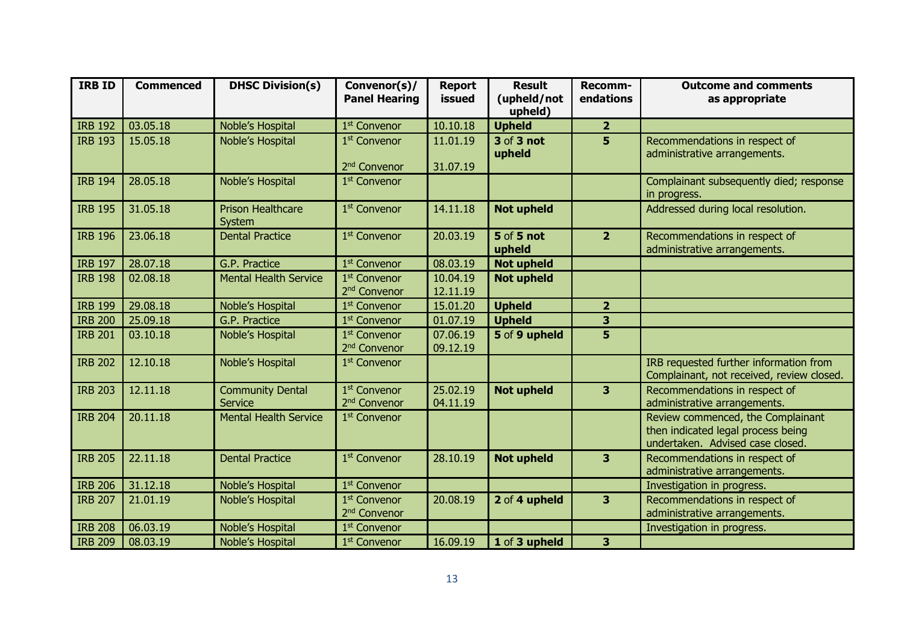| IRB ID | Commenced | DHSC Division(s) | Convenor(s)/ Panel Hearing | Report issued | Result (upheld/not upheld) | Recomm-endations | Outcome and comments as appropriate |
|---|---|---|---|---|---|---|---|
| IRB 192 | 03.05.18 | Noble's Hospital | 1st Convenor | 10.10.18 | **Upheld** | **2** | |
| IRB 193 | 15.05.18 | Noble's Hospital | 1st Convenor<br>2nd Convenor | 11.01.19<br>31.07.19 | **3** of **3 not upheld** | **5** | Recommendations in respect of administrative arrangements. |
| IRB 194 | 28.05.18 | Noble's Hospital | 1st Convenor | | | | Complainant subsequently died; response in progress. |
| IRB 195 | 31.05.18 | Prison Healthcare System | 1st Convenor | 14.11.18 | **Not upheld** | | Addressed during local resolution. |
| IRB 196 | 23.06.18 | Dental Practice | 1st Convenor | 20.03.19 | **5** of **5 not upheld** | **2** | Recommendations in respect of administrative arrangements. |
| IRB 197 | 28.07.18 | G.P. Practice | 1st Convenor | 08.03.19 | **Not upheld** | | |
| IRB 198 | 02.08.18 | Mental Health Service | 1st Convenor<br>2nd Convenor | 10.04.19<br>12.11.19 | **Not upheld** | | |
| IRB 199 | 29.08.18 | Noble's Hospital | 1st Convenor | 15.01.20 | **Upheld** | **2** | |
| IRB 200 | 25.09.18 | G.P. Practice | 1st Convenor | 01.07.19 | **Upheld** | **3** | |
| IRB 201 | 03.10.18 | Noble's Hospital | 1st Convenor<br>2nd Convenor | 07.06.19<br>09.12.19 | **5** of **9 upheld** | **5** | |
| IRB 202 | 12.10.18 | Noble's Hospital | 1st Convenor | | | | IRB requested further information from Complainant, not received, review closed. |
| IRB 203 | 12.11.18 | Community Dental Service | 1st Convenor<br>2nd Convenor | 25.02.19<br>04.11.19 | **Not upheld** | **3** | Recommendations in respect of administrative arrangements. |
| IRB 204 | 20.11.18 | Mental Health Service | 1st Convenor | | | | Review commenced, the Complainant then indicated legal process being undertaken. Advised case closed. |
| IRB 205 | 22.11.18 | Dental Practice | 1st Convenor | 28.10.19 | **Not upheld** | **3** | Recommendations in respect of administrative arrangements. |
| IRB 206 | 31.12.18 | Noble's Hospital | 1st Convenor | | | | Investigation in progress. |
| IRB 207 | 21.01.19 | Noble's Hospital | 1st Convenor<br>2nd Convenor | 20.08.19 | **2** of **4 upheld** | **3** | Recommendations in respect of administrative arrangements. |
| IRB 208 | 06.03.19 | Noble's Hospital | 1st Convenor | | | | Investigation in progress. |
| IRB 209 | 08.03.19 | Noble's Hospital | 1st Convenor | 16.09.19 | **1** of **3 upheld** | **3** | |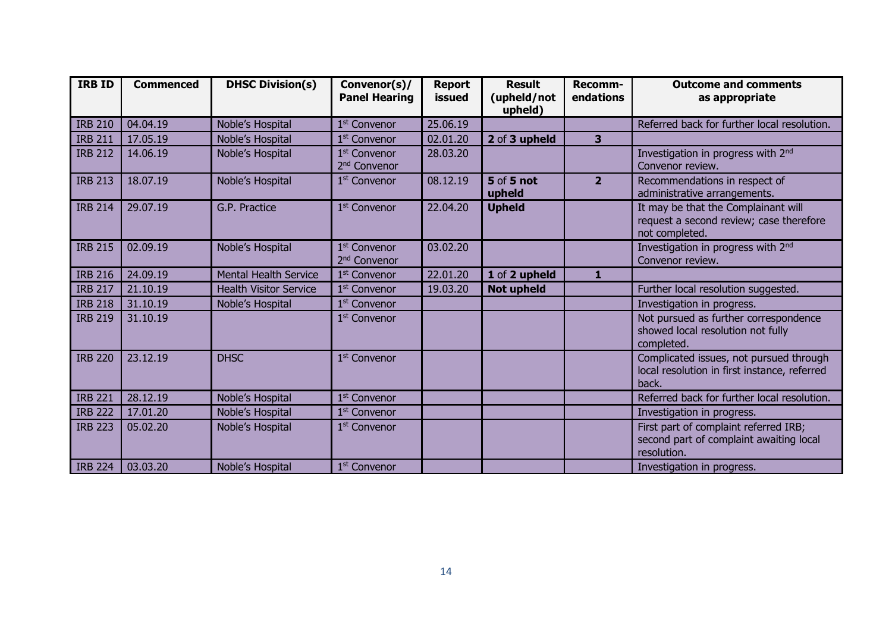| IRB ID | Commenced | DHSC Division(s) | Convenor(s)/ Panel Hearing | Report issued | Result (upheld/not upheld) | Recomm-endations | Outcome and comments as appropriate |
|---|---|---|---|---|---|---|---|
| IRB 210 | 04.04.19 | Noble's Hospital | 1st Convenor | 25.06.19 | | | Referred back for further local resolution. |
| IRB 211 | 17.05.19 | Noble's Hospital | 1st Convenor | 02.01.20 | **2** of **3 upheld** | **3** | |
| IRB 212 | 14.06.19 | Noble's Hospital | 1st Convenor 2nd Convenor | 28.03.20 | | | Investigation in progress with 2nd Convenor review. |
| IRB 213 | 18.07.19 | Noble's Hospital | 1st Convenor | 08.12.19 | **5** of **5 not upheld** | **2** | Recommendations in respect of administrative arrangements. |
| IRB 214 | 29.07.19 | G.P. Practice | 1st Convenor | 22.04.20 | **Upheld** | | It may be that the Complainant will request a second review; case therefore not completed. |
| IRB 215 | 02.09.19 | Noble's Hospital | 1st Convenor 2nd Convenor | 03.02.20 | | | Investigation in progress with 2nd Convenor review. |
| IRB 216 | 24.09.19 | Mental Health Service | 1st Convenor | 22.01.20 | **1** of **2 upheld** | **1** | |
| IRB 217 | 21.10.19 | Health Visitor Service | 1st Convenor | 19.03.20 | **Not upheld** | | Further local resolution suggested. |
| IRB 218 | 31.10.19 | Noble's Hospital | 1st Convenor | | | | Investigation in progress. |
| IRB 219 | 31.10.19 | | 1st Convenor | | | | Not pursued as further correspondence showed local resolution not fully completed. |
| IRB 220 | 23.12.19 | DHSC | 1st Convenor | | | | Complicated issues, not pursued through local resolution in first instance, referred back. |
| IRB 221 | 28.12.19 | Noble's Hospital | 1st Convenor | | | | Referred back for further local resolution. |
| IRB 222 | 17.01.20 | Noble's Hospital | 1st Convenor | | | | Investigation in progress. |
| IRB 223 | 05.02.20 | Noble's Hospital | 1st Convenor | | | | First part of complaint referred IRB; second part of complaint awaiting local resolution. |
| IRB 224 | 03.03.20 | Noble's Hospital | 1st Convenor | | | | Investigation in progress. |